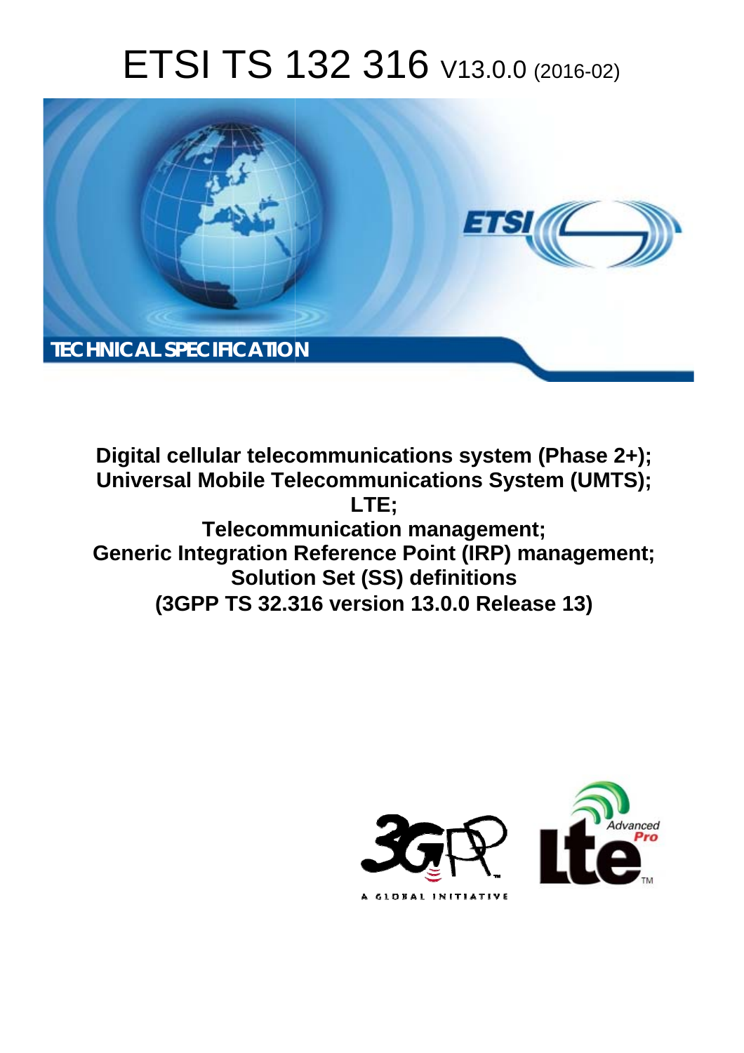# ETSI TS 132 316 V13.0.0 (2016-02)

TECHNICAL SPECIFICATION

**Digital cellular telecommunications system (Phase 2+); Universal Mobile Telecommunications System (UMTS); LTE; Telecommunication management; Generic Integration Reference Point (IRP) management; Solution Set (SS) definitions (3GPP TS 32.316 version 13.0.0 Release 13)**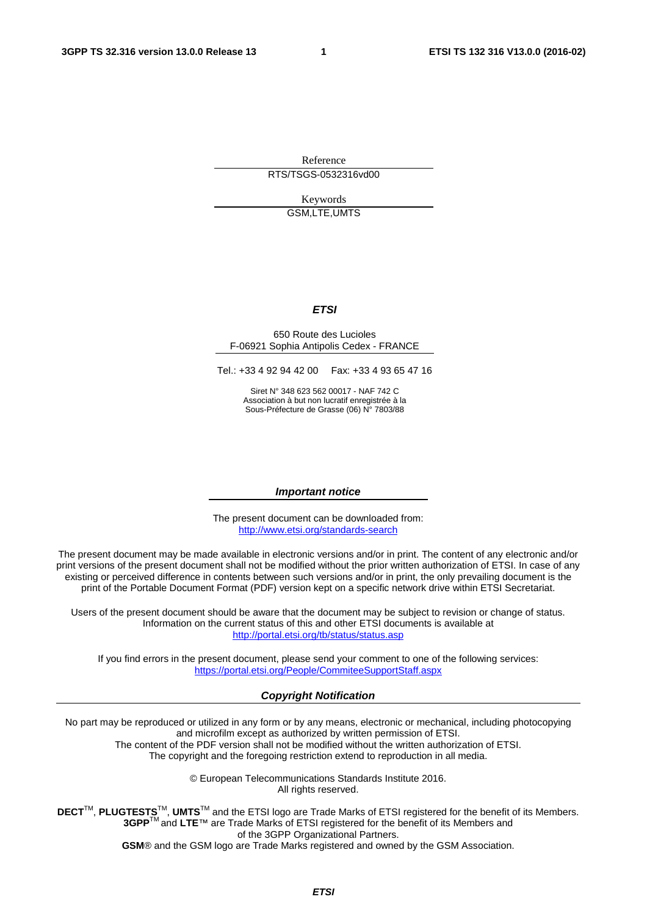Reference

RTS/TSGS-0532316vd00

Keywords

GSM,LTE,UMTS

***ETSI***

650 Route des Lucioles
F-06921 Sophia Antipolis Cedex - FRANCE

Tel.: +33 4 92 94 42 00 Fax: +33 4 93 65 47 16

Siret N° 348 623 562 00017 - NAF 742 C
Association à but non lucratif enregistrée à la
Sous-Préfecture de Grasse (06) N° 7803/88

***Important notice***

The present document can be downloaded from:
http://www.etsi.org/standards-search

The present document may be made available in electronic versions and/or in print. The content of any electronic and/or print versions of the present document shall not be modified without the prior written authorization of ETSI. In case of any existing or perceived difference in contents between such versions and/or in print, the only prevailing document is the print of the Portable Document Format (PDF) version kept on a specific network drive within ETSI Secretariat.

Users of the present document should be aware that the document may be subject to revision or change of status. Information on the current status of this and other ETSI documents is available at
http://portal.etsi.org/tb/status/status.asp

If you find errors in the present document, please send your comment to one of the following services:
https://portal.etsi.org/People/CommiteeSupportStaff.aspx

***Copyright Notification***

No part may be reproduced or utilized in any form or by any means, electronic or mechanical, including photocopying and microfilm except as authorized by written permission of ETSI.
The content of the PDF version shall not be modified without the written authorization of ETSI.
The copyright and the foregoing restriction extend to reproduction in all media.

© European Telecommunications Standards Institute 2016.
All rights reserved.

**DECT**™, **PLUGTESTS**™, **UMTS**™ and the ETSI logo are Trade Marks of ETSI registered for the benefit of its Members.
**3GPP**™ and **LTE**™ are Trade Marks of ETSI registered for the benefit of its Members and of the 3GPP Organizational Partners.
**GSM**® and the GSM logo are Trade Marks registered and owned by the GSM Association.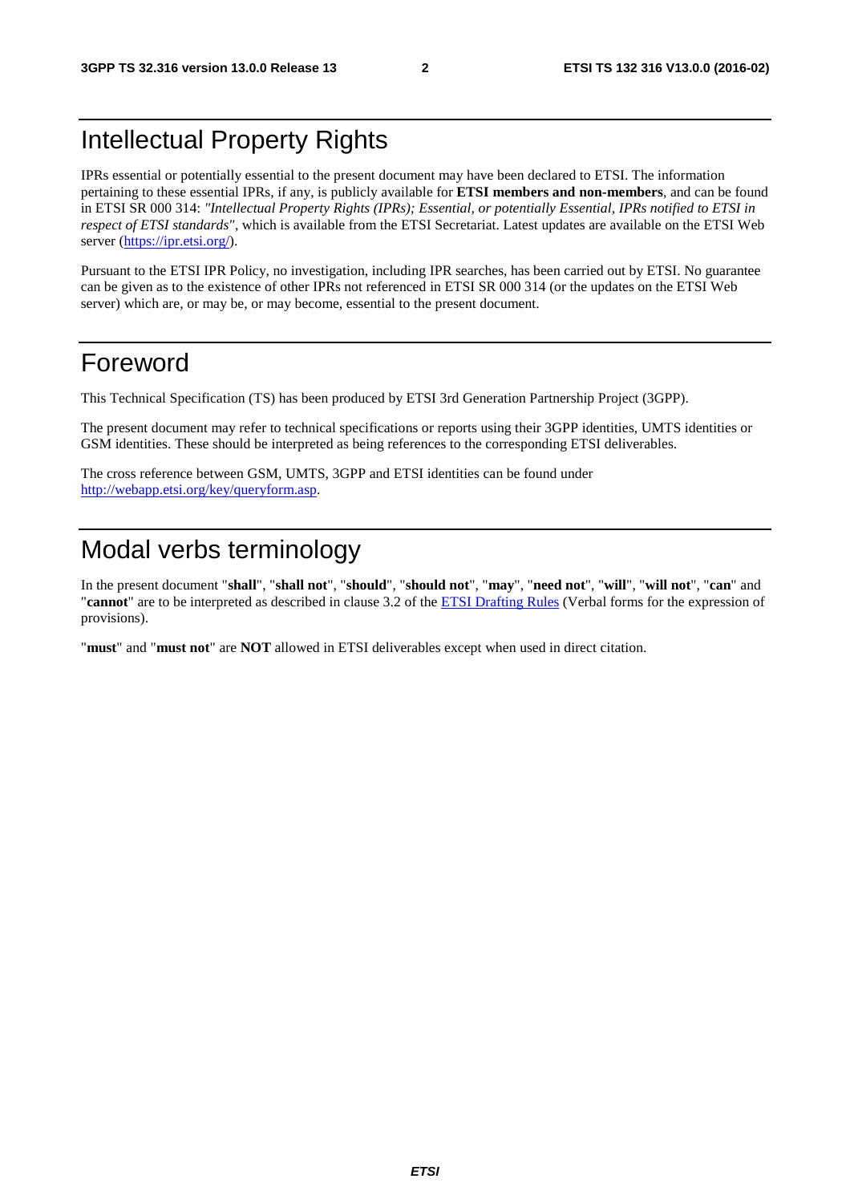# Intellectual Property Rights

IPRs essential or potentially essential to the present document may have been declared to ETSI. The information pertaining to these essential IPRs, if any, is publicly available for **ETSI members and non-members**, and can be found in ETSI SR 000 314: *"Intellectual Property Rights (IPRs); Essential, or potentially Essential, IPRs notified to ETSI in respect of ETSI standards"*, which is available from the ETSI Secretariat. Latest updates are available on the ETSI Web server (https://ipr.etsi.org/).

Pursuant to the ETSI IPR Policy, no investigation, including IPR searches, has been carried out by ETSI. No guarantee can be given as to the existence of other IPRs not referenced in ETSI SR 000 314 (or the updates on the ETSI Web server) which are, or may be, or may become, essential to the present document.

# Foreword

This Technical Specification (TS) has been produced by ETSI 3rd Generation Partnership Project (3GPP).

The present document may refer to technical specifications or reports using their 3GPP identities, UMTS identities or GSM identities. These should be interpreted as being references to the corresponding ETSI deliverables.

The cross reference between GSM, UMTS, 3GPP and ETSI identities can be found under http://webapp.etsi.org/key/queryform.asp.

# Modal verbs terminology

In the present document "**shall**", "**shall not**", "**should**", "**should not**", "**may**", "**need not**", "**will**", "**will not**", "**can**" and "**cannot**" are to be interpreted as described in clause 3.2 of the ETSI Drafting Rules (Verbal forms for the expression of provisions).

"**must**" and "**must not**" are **NOT** allowed in ETSI deliverables except when used in direct citation.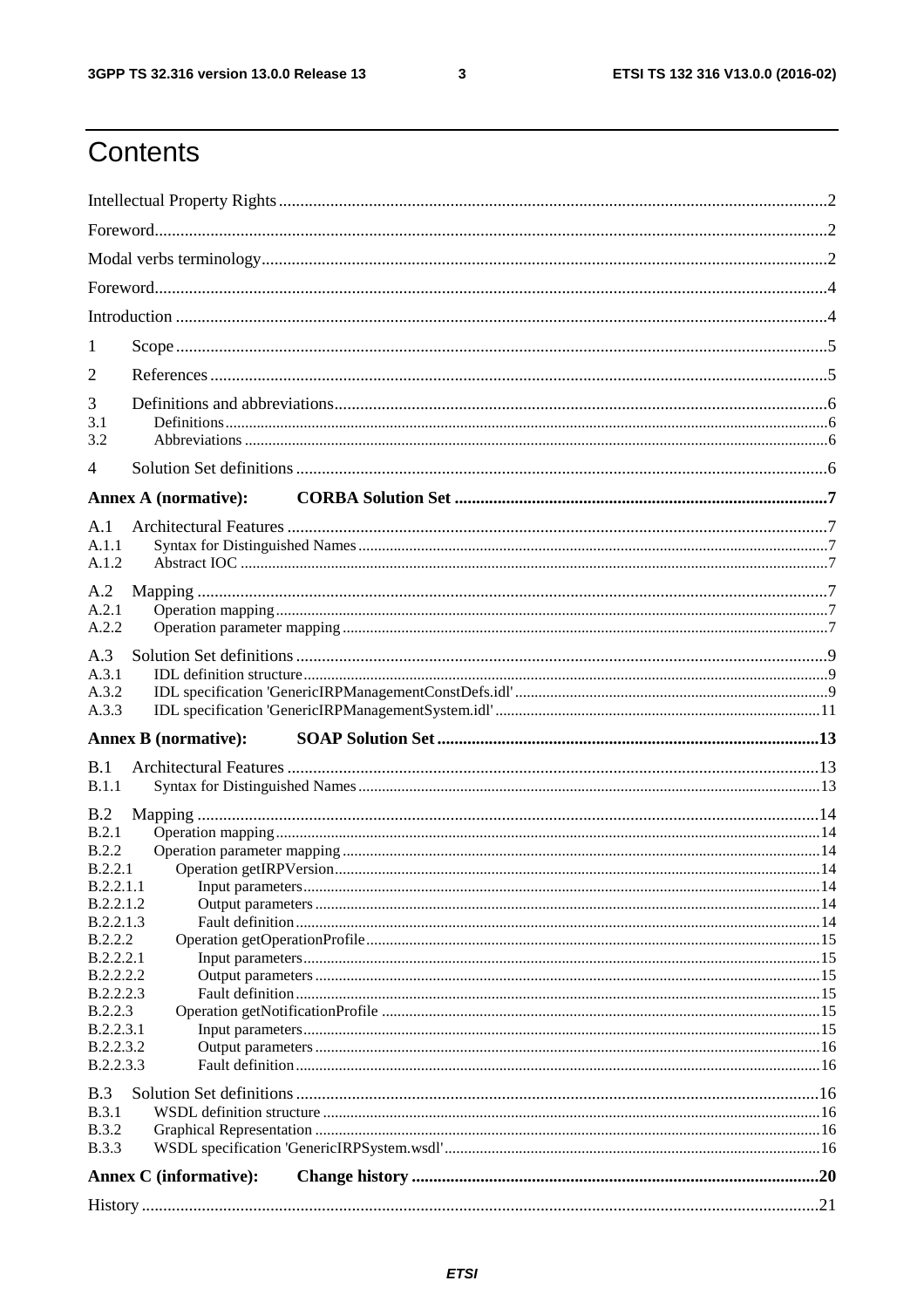# Contents

Intellectual Property Rights ........ 2

Foreword ........ 2

Modal verbs terminology ........ 2

Foreword ........ 4

Introduction ........ 4

1 Scope ........ 5

2 References ........ 5

3 Definitions and abbreviations ........ 6

3.1 Definitions ........ 6

3.2 Abbreviations ........ 6

4 Solution Set definitions ........ 6

**Annex A (normative): CORBA Solution Set ........ 7**

A.1 Architectural Features ........ 7

A.1.1 Syntax for Distinguished Names ........ 7

A.1.2 Abstract IOC ........ 7

A.2 Mapping ........ 7

A.2.1 Operation mapping ........ 7

A.2.2 Operation parameter mapping ........ 7

A.3 Solution Set definitions ........ 9

A.3.1 IDL definition structure ........ 9

A.3.2 IDL specification 'GenericIRPManagementConstDefs.idl' ........ 9

A.3.3 IDL specification 'GenericIRPManagementSystem.idl' ........ 11

**Annex B (normative): SOAP Solution Set ........ 13**

B.1 Architectural Features ........ 13

B.1.1 Syntax for Distinguished Names ........ 13

B.2 Mapping ........ 14

B.2.1 Operation mapping ........ 14

B.2.2 Operation parameter mapping ........ 14

B.2.2.1 Operation getIRPVersion ........ 14

B.2.2.1.1 Input parameters ........ 14

B.2.2.1.2 Output parameters ........ 14

B.2.2.1.3 Fault definition ........ 14

B.2.2.2 Operation getOperationProfile ........ 15

B.2.2.2.1 Input parameters ........ 15

B.2.2.2.2 Output parameters ........ 15

B.2.2.2.3 Fault definition ........ 15

B.2.2.3 Operation getNotificationProfile ........ 15

B.2.2.3.1 Input parameters ........ 15

B.2.2.3.2 Output parameters ........ 16

B.2.2.3.3 Fault definition ........ 16

B.3 Solution Set definitions ........ 16

B.3.1 WSDL definition structure ........ 16

B.3.2 Graphical Representation ........ 16

B.3.3 WSDL specification 'GenericIRPSystem.wsdl' ........ 16

**Annex C (informative): Change history ........ 20**

History ........ 21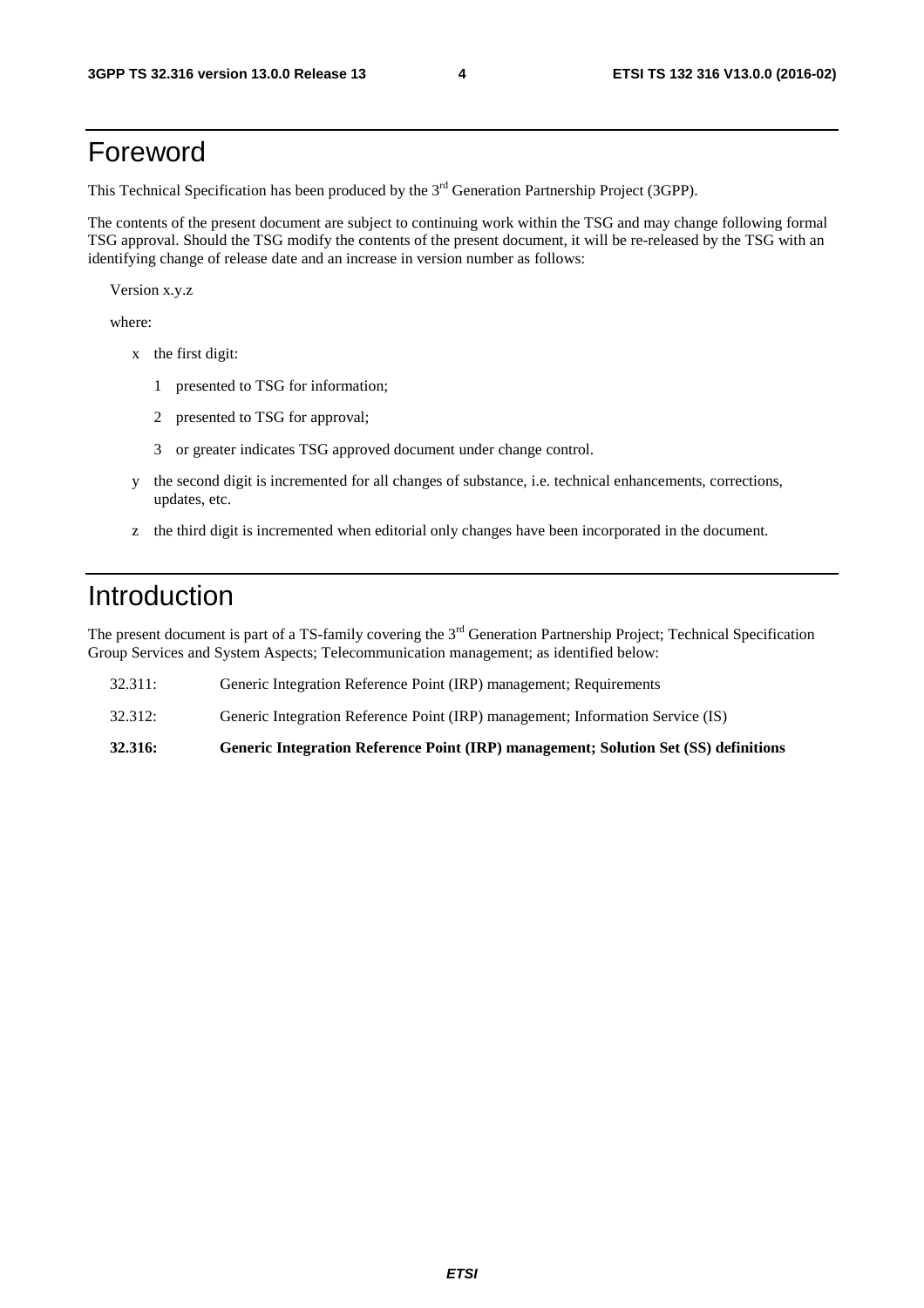# Foreword

This Technical Specification has been produced by the 3rd Generation Partnership Project (3GPP).

The contents of the present document are subject to continuing work within the TSG and may change following formal TSG approval. Should the TSG modify the contents of the present document, it will be re-released by the TSG with an identifying change of release date and an increase in version number as follows:

Version x.y.z

where:

- x the first digit:
  - 1 presented to TSG for information;
  - 2 presented to TSG for approval;
  - 3 or greater indicates TSG approved document under change control.
- y the second digit is incremented for all changes of substance, i.e. technical enhancements, corrections, updates, etc.
- z the third digit is incremented when editorial only changes have been incorporated in the document.

# Introduction

The present document is part of a TS-family covering the 3rd Generation Partnership Project; Technical Specification Group Services and System Aspects; Telecommunication management; as identified below:

32.311: Generic Integration Reference Point (IRP) management; Requirements

32.312: Generic Integration Reference Point (IRP) management; Information Service (IS)

**32.316: Generic Integration Reference Point (IRP) management; Solution Set (SS) definitions**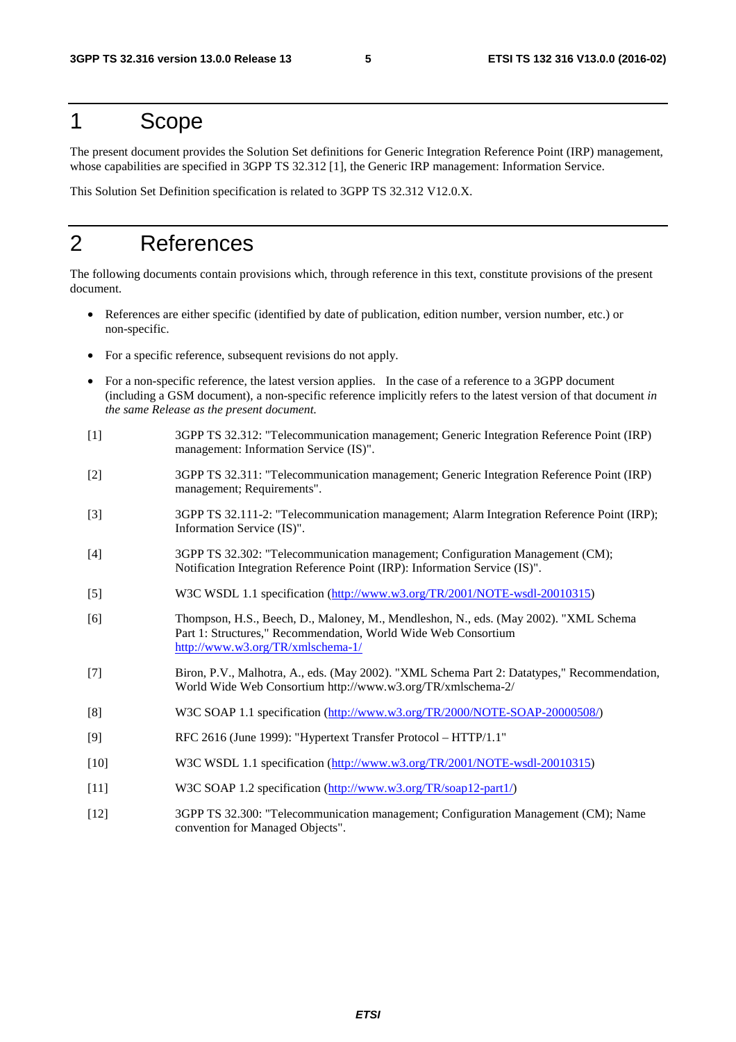# 1 Scope

The present document provides the Solution Set definitions for Generic Integration Reference Point (IRP) management, whose capabilities are specified in 3GPP TS 32.312 [1], the Generic IRP management: Information Service.

This Solution Set Definition specification is related to 3GPP TS 32.312 V12.0.X.

# 2 References

The following documents contain provisions which, through reference in this text, constitute provisions of the present document.

- References are either specific (identified by date of publication, edition number, version number, etc.) or non-specific.
- For a specific reference, subsequent revisions do not apply.
- For a non-specific reference, the latest version applies. In the case of a reference to a 3GPP document (including a GSM document), a non-specific reference implicitly refers to the latest version of that document *in the same Release as the present document.*

[1] 3GPP TS 32.312: "Telecommunication management; Generic Integration Reference Point (IRP) management: Information Service (IS)".

[2] 3GPP TS 32.311: "Telecommunication management; Generic Integration Reference Point (IRP) management; Requirements".

[3] 3GPP TS 32.111-2: "Telecommunication management; Alarm Integration Reference Point (IRP); Information Service (IS)".

[4] 3GPP TS 32.302: "Telecommunication management; Configuration Management (CM); Notification Integration Reference Point (IRP): Information Service (IS)".

[5] W3C WSDL 1.1 specification (http://www.w3.org/TR/2001/NOTE-wsdl-20010315)

[6] Thompson, H.S., Beech, D., Maloney, M., Mendleshon, N., eds. (May 2002). "XML Schema Part 1: Structures," Recommendation, World Wide Web Consortium http://www.w3.org/TR/xmlschema-1/

[7] Biron, P.V., Malhotra, A., eds. (May 2002). "XML Schema Part 2: Datatypes," Recommendation, World Wide Web Consortium http://www.w3.org/TR/xmlschema-2/

[8] W3C SOAP 1.1 specification (http://www.w3.org/TR/2000/NOTE-SOAP-20000508/)

[9] RFC 2616 (June 1999): "Hypertext Transfer Protocol – HTTP/1.1"

[10] W3C WSDL 1.1 specification (http://www.w3.org/TR/2001/NOTE-wsdl-20010315)

[11] W3C SOAP 1.2 specification (http://www.w3.org/TR/soap12-part1/)

[12] 3GPP TS 32.300: "Telecommunication management; Configuration Management (CM); Name convention for Managed Objects".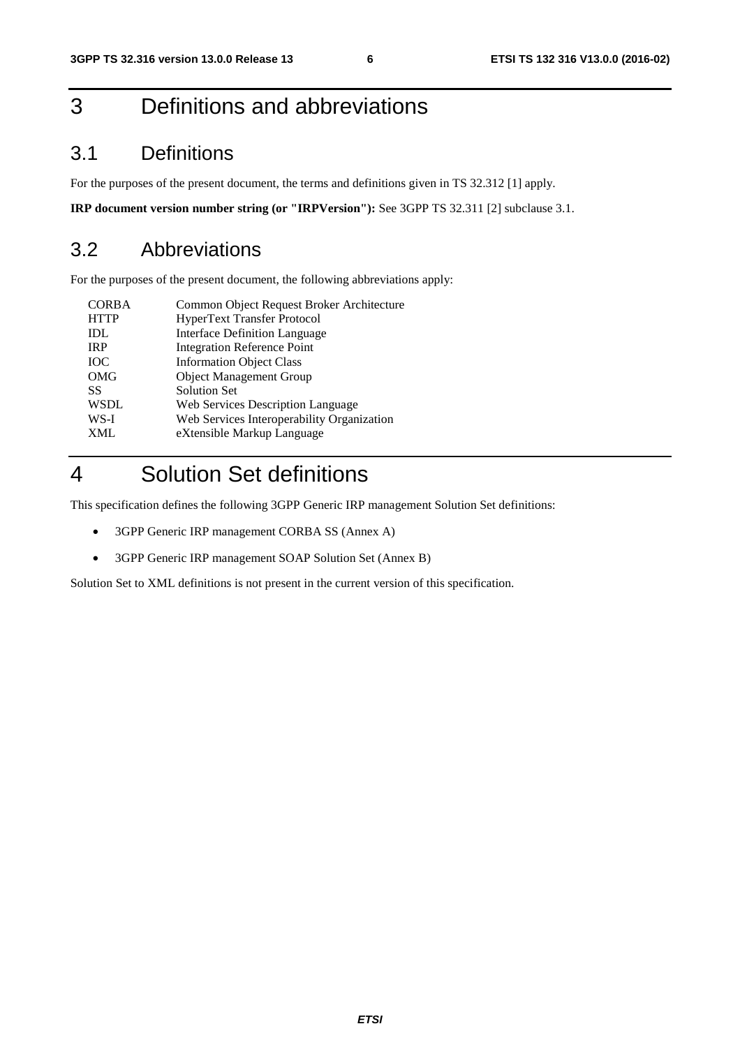# 3 Definitions and abbreviations

## 3.1 Definitions

For the purposes of the present document, the terms and definitions given in TS 32.312 [1] apply.

**IRP document version number string (or "IRPVersion"):** See 3GPP TS 32.311 [2] subclause 3.1.

## 3.2 Abbreviations

For the purposes of the present document, the following abbreviations apply:

| | |
|---|---|
| CORBA | Common Object Request Broker Architecture |
| HTTP | HyperText Transfer Protocol |
| IDL | Interface Definition Language |
| IRP | Integration Reference Point |
| IOC | Information Object Class |
| OMG | Object Management Group |
| SS | Solution Set |
| WSDL | Web Services Description Language |
| WS-I | Web Services Interoperability Organization |
| XML | eXtensible Markup Language |

# 4 Solution Set definitions

This specification defines the following 3GPP Generic IRP management Solution Set definitions:

- 3GPP Generic IRP management CORBA SS (Annex A)
- 3GPP Generic IRP management SOAP Solution Set (Annex B)

Solution Set to XML definitions is not present in the current version of this specification.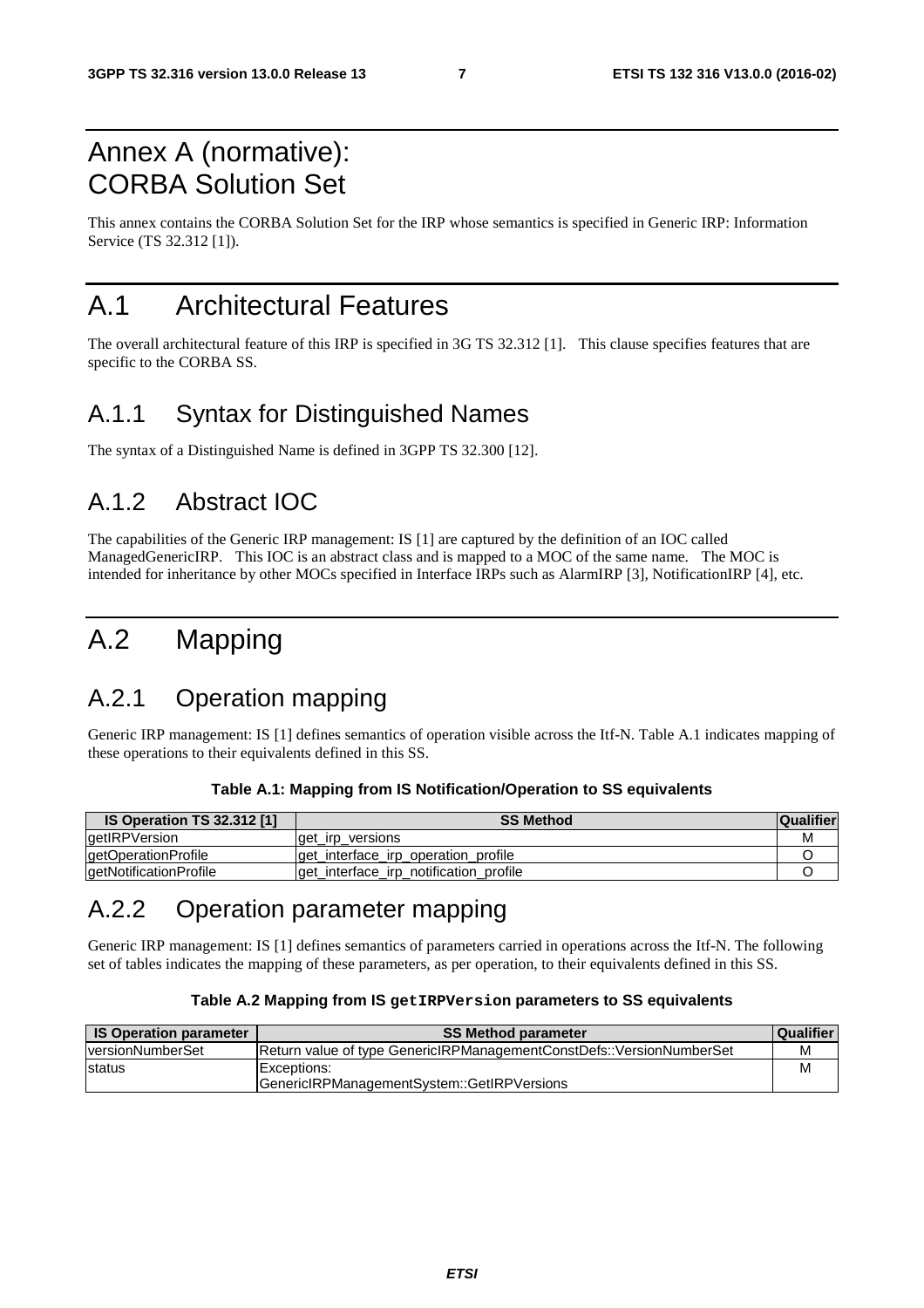# Annex A (normative): CORBA Solution Set

This annex contains the CORBA Solution Set for the IRP whose semantics is specified in Generic IRP: Information Service (TS 32.312 [1]).

# A.1 Architectural Features

The overall architectural feature of this IRP is specified in 3G TS 32.312 [1]. This clause specifies features that are specific to the CORBA SS.

## A.1.1 Syntax for Distinguished Names

The syntax of a Distinguished Name is defined in 3GPP TS 32.300 [12].

## A.1.2 Abstract IOC

The capabilities of the Generic IRP management: IS [1] are captured by the definition of an IOC called ManagedGenericIRP. This IOC is an abstract class and is mapped to a MOC of the same name. The MOC is intended for inheritance by other MOCs specified in Interface IRPs such as AlarmIRP [3], NotificationIRP [4], etc.

# A.2 Mapping

## A.2.1 Operation mapping

Generic IRP management: IS [1] defines semantics of operation visible across the Itf-N. Table A.1 indicates mapping of these operations to their equivalents defined in this SS.

**Table A.1: Mapping from IS Notification/Operation to SS equivalents**

| IS Operation TS 32.312 [1] | SS Method | Qualifier |
|---|---|---|
| getIRPVersion | get_irp_versions | M |
| getOperationProfile | get_interface_irp_operation_profile | O |
| getNotificationProfile | get_interface_irp_notification_profile | O |

## A.2.2 Operation parameter mapping

Generic IRP management: IS [1] defines semantics of parameters carried in operations across the Itf-N. The following set of tables indicates the mapping of these parameters, as per operation, to their equivalents defined in this SS.

**Table A.2 Mapping from IS `getIRPVersion` parameters to SS equivalents**

| IS Operation parameter | SS Method parameter | Qualifier |
|---|---|---|
| versionNumberSet | Return value of type GenericIRPManagementConstDefs::VersionNumberSet | M |
| status | Exceptions:<br>GenericIRPManagementSystem::GetIRPVersions | M |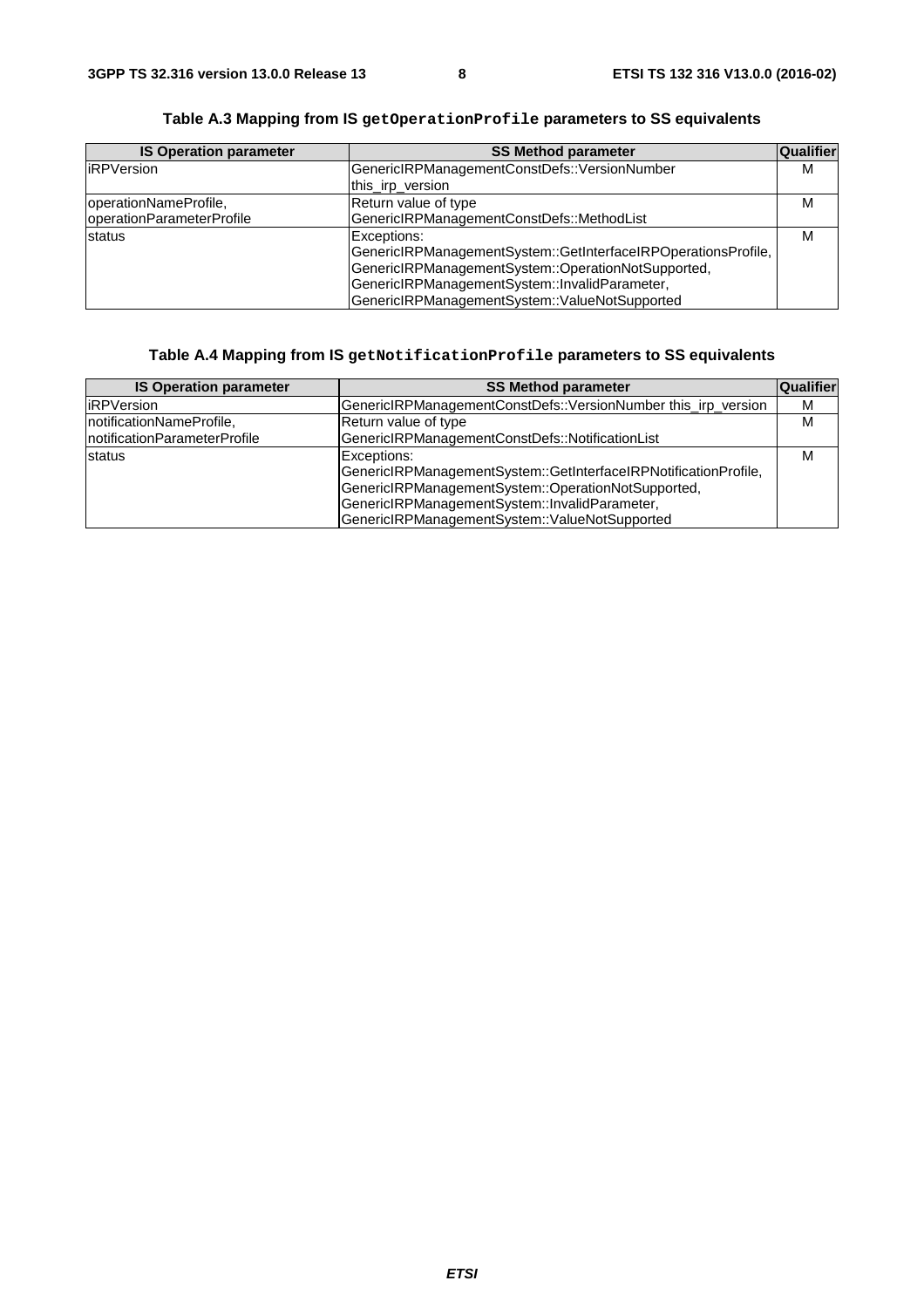### Table A.3 Mapping from IS `getOperationProfile` parameters to SS equivalents

| IS Operation parameter | SS Method parameter | Qualifier |
|---|---|---|
| iRPVersion | GenericIRPManagementConstDefs::VersionNumber this_irp_version | M |
| operationNameProfile, operationParameterProfile | Return value of type GenericIRPManagementConstDefs::MethodList | M |
| status | Exceptions: GenericIRPManagementSystem::GetInterfaceIRPOperationsProfile, GenericIRPManagementSystem::OperationNotSupported, GenericIRPManagementSystem::InvalidParameter, GenericIRPManagementSystem::ValueNotSupported | M |

### Table A.4 Mapping from IS `getNotificationProfile` parameters to SS equivalents

| IS Operation parameter | SS Method parameter | Qualifier |
|---|---|---|
| iRPVersion | GenericIRPManagementConstDefs::VersionNumber this_irp_version | M |
| notificationNameProfile, notificationParameterProfile | Return value of type GenericIRPManagementConstDefs::NotificationList | M |
| status | Exceptions: GenericIRPManagementSystem::GetInterfaceIRPNotificationProfile, GenericIRPManagementSystem::OperationNotSupported, GenericIRPManagementSystem::InvalidParameter, GenericIRPManagementSystem::ValueNotSupported | M |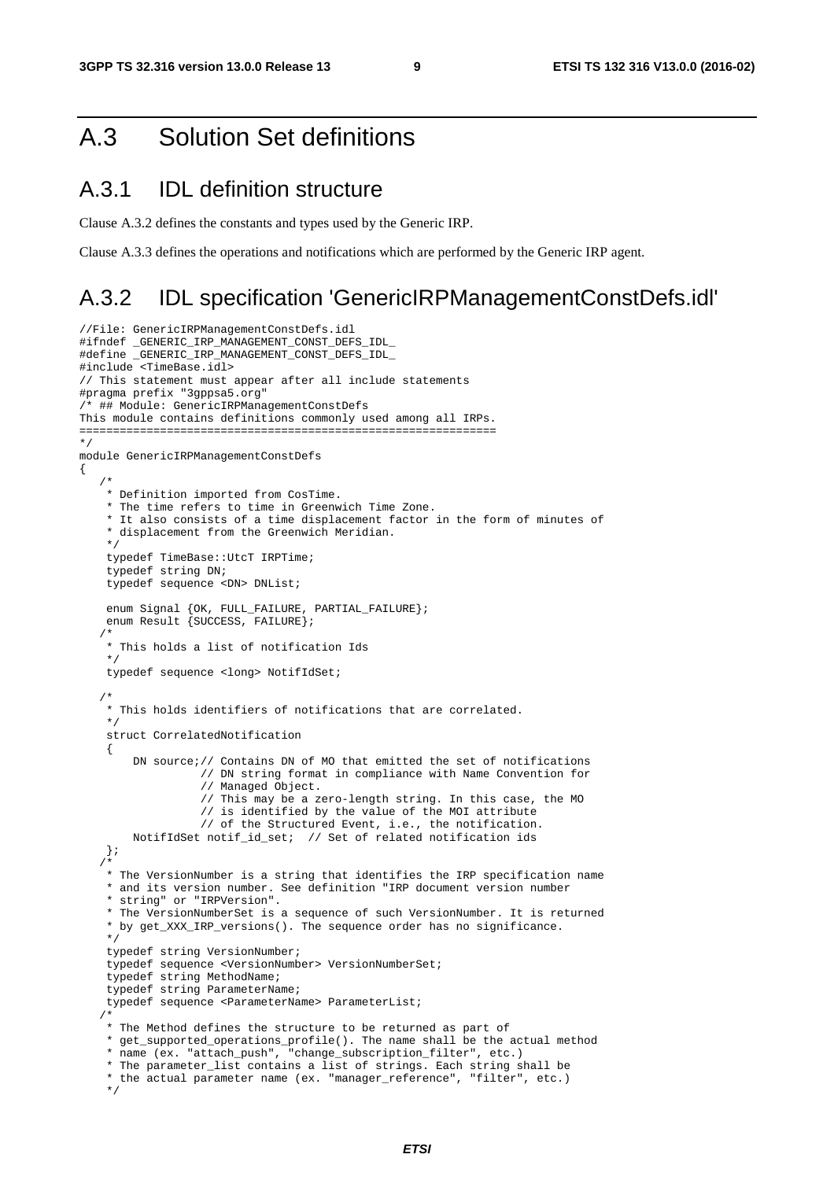# A.3 Solution Set definitions

## A.3.1 IDL definition structure

Clause A.3.2 defines the constants and types used by the Generic IRP.

Clause A.3.3 defines the operations and notifications which are performed by the Generic IRP agent.

## A.3.2 IDL specification 'GenericIRPManagementConstDefs.idl'

```
//File: GenericIRPManagementConstDefs.idl
#ifndef _GENERIC_IRP_MANAGEMENT_CONST_DEFS_IDL_
#define _GENERIC_IRP_MANAGEMENT_CONST_DEFS_IDL_
#include <TimeBase.idl>
// This statement must appear after all include statements
#pragma prefix "3gppsa5.org"
/* ## Module: GenericIRPManagementConstDefs
This module contains definitions commonly used among all IRPs.
=============================================================
*/
module GenericIRPManagementConstDefs
{
   /*
    * Definition imported from CosTime.
    * The time refers to time in Greenwich Time Zone.
    * It also consists of a time displacement factor in the form of minutes of
    * displacement from the Greenwich Meridian.
    */
    typedef TimeBase::UtcT IRPTime;
    typedef string DN;
    typedef sequence <DN> DNList;

    enum Signal {OK, FULL_FAILURE, PARTIAL_FAILURE};
    enum Result {SUCCESS, FAILURE};
   /*
    * This holds a list of notification Ids
    */
    typedef sequence <long> NotifIdSet;

   /*
    * This holds identifiers of notifications that are correlated.
    */
    struct CorrelatedNotification
    {
        DN source;// Contains DN of MO that emitted the set of notifications
                  // DN string format in compliance with Name Convention for
                  // Managed Object.
                  // This may be a zero-length string. In this case, the MO
                  // is identified by the value of the MOI attribute
                  // of the Structured Event, i.e., the notification.
        NotifIdSet notif_id_set;  // Set of related notification ids
    };
   /*
    * The VersionNumber is a string that identifies the IRP specification name
    * and its version number. See definition "IRP document version number
    * string" or "IRPVersion".
    * The VersionNumberSet is a sequence of such VersionNumber. It is returned
    * by get_XXX_IRP_versions(). The sequence order has no significance.
    */
    typedef string VersionNumber;
    typedef sequence <VersionNumber> VersionNumberSet;
    typedef string MethodName;
    typedef string ParameterName;
    typedef sequence <ParameterName> ParameterList;
   /*
    * The Method defines the structure to be returned as part of
    * get_supported_operations_profile(). The name shall be the actual method
    * name (ex. "attach_push", "change_subscription_filter", etc.)
    * The parameter_list contains a list of strings. Each string shall be
    * the actual parameter name (ex. "manager_reference", "filter", etc.)
    */
```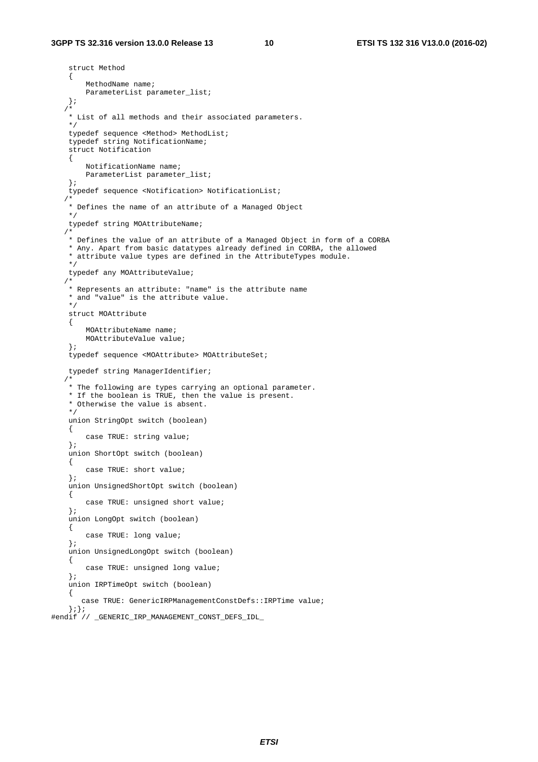```
    struct Method
    {
        MethodName name;
        ParameterList parameter_list;
    };
   /*
    * List of all methods and their associated parameters.
    */
    typedef sequence <Method> MethodList;
    typedef string NotificationName;
    struct Notification
    {
        NotificationName name;
        ParameterList parameter_list;
    };
    typedef sequence <Notification> NotificationList;
   /*
    * Defines the name of an attribute of a Managed Object
    */
    typedef string MOAttributeName;
   /*
    * Defines the value of an attribute of a Managed Object in form of a CORBA
    * Any. Apart from basic datatypes already defined in CORBA, the allowed
    * attribute value types are defined in the AttributeTypes module.
    */
    typedef any MOAttributeValue;
   /*
    * Represents an attribute: "name" is the attribute name
    * and "value" is the attribute value.
    */
    struct MOAttribute
    {
        MOAttributeName name;
        MOAttributeValue value;
    };
    typedef sequence <MOAttribute> MOAttributeSet;

    typedef string ManagerIdentifier;
   /*
    * The following are types carrying an optional parameter.
    * If the boolean is TRUE, then the value is present.
    * Otherwise the value is absent.
    */
    union StringOpt switch (boolean)
    {
        case TRUE: string value;
    };
    union ShortOpt switch (boolean)
    {
        case TRUE: short value;
    };
    union UnsignedShortOpt switch (boolean)
    {
        case TRUE: unsigned short value;
    };
    union LongOpt switch (boolean)
    {
        case TRUE: long value;
    };
    union UnsignedLongOpt switch (boolean)
    {
        case TRUE: unsigned long value;
    };
    union IRPTimeOpt switch (boolean)
    {
       case TRUE: GenericIRPManagementConstDefs::IRPTime value;
    };};
#endif // _GENERIC_IRP_MANAGEMENT_CONST_DEFS_IDL_
```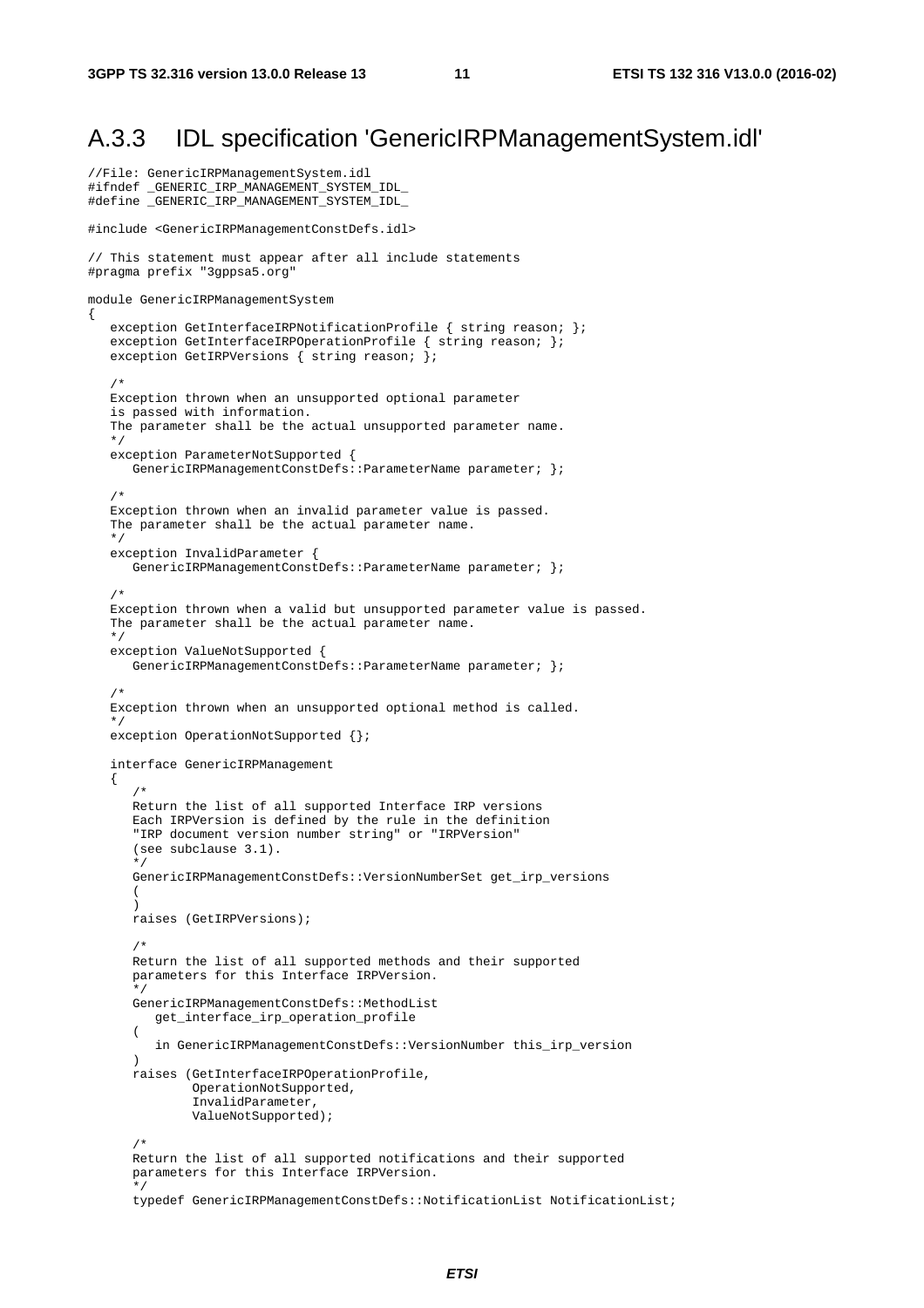## A.3.3 IDL specification 'GenericIRPManagementSystem.idl'

```
//File: GenericIRPManagementSystem.idl
#ifndef _GENERIC_IRP_MANAGEMENT_SYSTEM_IDL_
#define _GENERIC_IRP_MANAGEMENT_SYSTEM_IDL_

#include <GenericIRPManagementConstDefs.idl>

// This statement must appear after all include statements
#pragma prefix "3gppsa5.org"

module GenericIRPManagementSystem
{
   exception GetInterfaceIRPNotificationProfile { string reason; };
   exception GetInterfaceIRPOperationProfile { string reason; };
   exception GetIRPVersions { string reason; };

   /*
   Exception thrown when an unsupported optional parameter
   is passed with information.
   The parameter shall be the actual unsupported parameter name.
   */
   exception ParameterNotSupported {
      GenericIRPManagementConstDefs::ParameterName parameter; };

   /*
   Exception thrown when an invalid parameter value is passed.
   The parameter shall be the actual parameter name.
   */
   exception InvalidParameter {
      GenericIRPManagementConstDefs::ParameterName parameter; };

   /*
   Exception thrown when a valid but unsupported parameter value is passed.
   The parameter shall be the actual parameter name.
   */
   exception ValueNotSupported {
      GenericIRPManagementConstDefs::ParameterName parameter; };

   /*
   Exception thrown when an unsupported optional method is called.
   */
   exception OperationNotSupported {};

   interface GenericIRPManagement
   {
      /*
      Return the list of all supported Interface IRP versions
      Each IRPVersion is defined by the rule in the definition
      "IRP document version number string" or "IRPVersion"
      (see subclause 3.1).
      */
      GenericIRPManagementConstDefs::VersionNumberSet get_irp_versions
      (
      )
      raises (GetIRPVersions);

      /*
      Return the list of all supported methods and their supported
      parameters for this Interface IRPVersion.
      */
      GenericIRPManagementConstDefs::MethodList
         get_interface_irp_operation_profile
      (
         in GenericIRPManagementConstDefs::VersionNumber this_irp_version
      )
      raises (GetInterfaceIRPOperationProfile,
              OperationNotSupported,
              InvalidParameter,
              ValueNotSupported);

      /*
      Return the list of all supported notifications and their supported
      parameters for this Interface IRPVersion.
      */
      typedef GenericIRPManagementConstDefs::NotificationList NotificationList;
```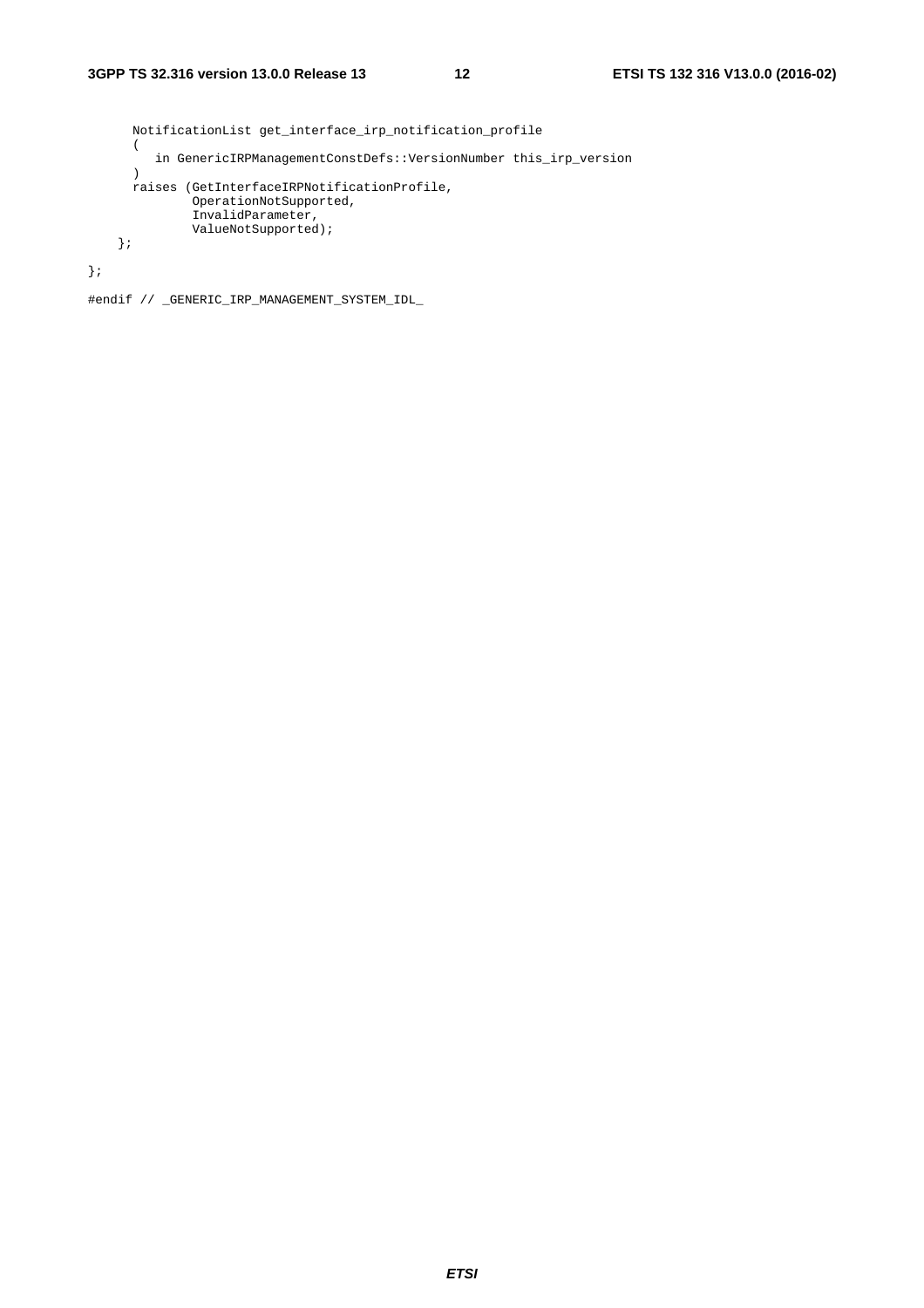```
      NotificationList get_interface_irp_notification_profile
      (
         in GenericIRPManagementConstDefs::VersionNumber this_irp_version
      )
      raises (GetInterfaceIRPNotificationProfile,
              OperationNotSupported,
              InvalidParameter,
              ValueNotSupported);
   };

};

#endif // _GENERIC_IRP_MANAGEMENT_SYSTEM_IDL_
```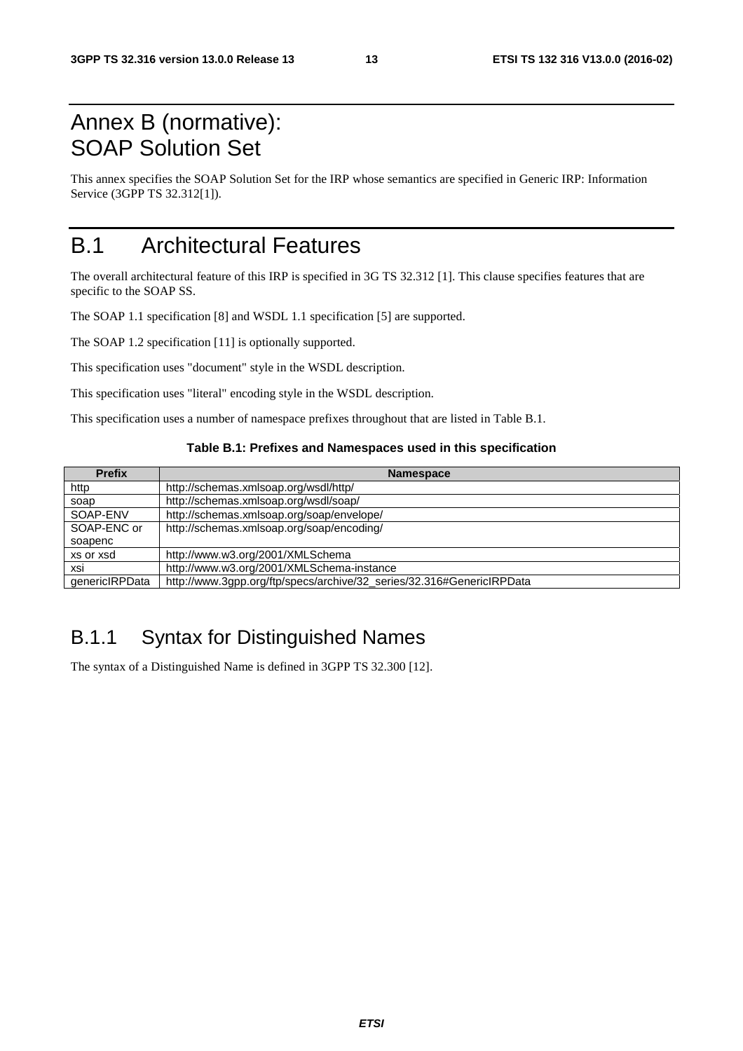# Annex B (normative): SOAP Solution Set

This annex specifies the SOAP Solution Set for the IRP whose semantics are specified in Generic IRP: Information Service (3GPP TS 32.312[1]).

# B.1 Architectural Features

The overall architectural feature of this IRP is specified in 3G TS 32.312 [1]. This clause specifies features that are specific to the SOAP SS.

The SOAP 1.1 specification [8] and WSDL 1.1 specification [5] are supported.

The SOAP 1.2 specification [11] is optionally supported.

This specification uses "document" style in the WSDL description.

This specification uses "literal" encoding style in the WSDL description.

This specification uses a number of namespace prefixes throughout that are listed in Table B.1.

**Table B.1: Prefixes and Namespaces used in this specification**

| Prefix | Namespace |
|---|---|
| http | http://schemas.xmlsoap.org/wsdl/http/ |
| soap | http://schemas.xmlsoap.org/wsdl/soap/ |
| SOAP-ENV | http://schemas.xmlsoap.org/soap/envelope/ |
| SOAP-ENC or soapenc | http://schemas.xmlsoap.org/soap/encoding/ |
| xs or xsd | http://www.w3.org/2001/XMLSchema |
| xsi | http://www.w3.org/2001/XMLSchema-instance |
| genericIRPData | http://www.3gpp.org/ftp/specs/archive/32_series/32.316#GenericIRPData |

## B.1.1 Syntax for Distinguished Names

The syntax of a Distinguished Name is defined in 3GPP TS 32.300 [12].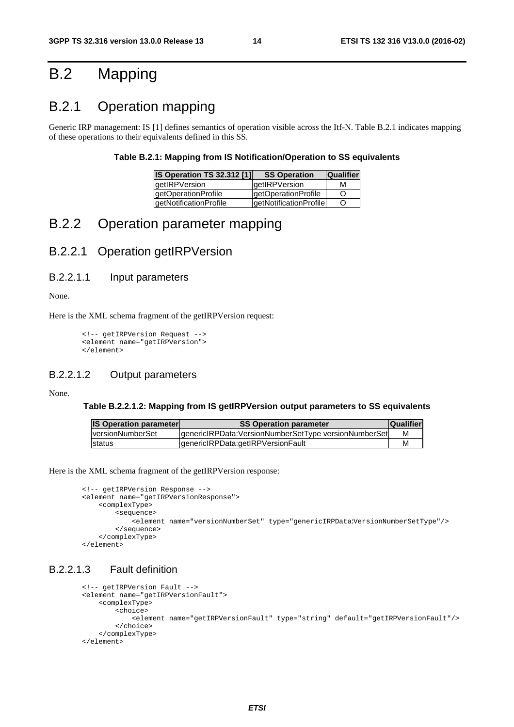# B.2 Mapping

## B.2.1 Operation mapping

Generic IRP management: IS [1] defines semantics of operation visible across the Itf-N. Table B.2.1 indicates mapping of these operations to their equivalents defined in this SS.

**Table B.2.1: Mapping from IS Notification/Operation to SS equivalents**

| IS Operation TS 32.312 [1] | SS Operation | Qualifier |
|---|---|---|
| getIRPVersion | getIRPVersion | M |
| getOperationProfile | getOperationProfile | O |
| getNotificationProfile | getNotificationProfile | O |

## B.2.2 Operation parameter mapping

### B.2.2.1 Operation getIRPVersion

#### B.2.2.1.1 Input parameters

None.

Here is the XML schema fragment of the getIRPVersion request:

```
<!-- getIRPVersion Request -->
<element name="getIRPVersion">
</element>
```

#### B.2.2.1.2 Output parameters

None.

**Table B.2.2.1.2: Mapping from IS getIRPVersion output parameters to SS equivalents**

| IS Operation parameter | SS Operation parameter | Qualifier |
|---|---|---|
| versionNumberSet | genericIRPData:VersionNumberSetType versionNumberSet | M |
| status | genericIRPData:getIRPVersionFault | M |

Here is the XML schema fragment of the getIRPVersion response:

```
<!-- getIRPVersion Response -->
<element name="getIRPVersionResponse">
    <complexType>
        <sequence>
            <element name="versionNumberSet" type="genericIRPData:VersionNumberSetType"/>
        </sequence>
    </complexType>
</element>
```

#### B.2.2.1.3 Fault definition

```
<!-- getIRPVersion Fault -->
<element name="getIRPVersionFault">
    <complexType>
        <choice>
            <element name="getIRPVersionFault" type="string" default="getIRPVersionFault"/>
        </choice>
    </complexType>
</element>
```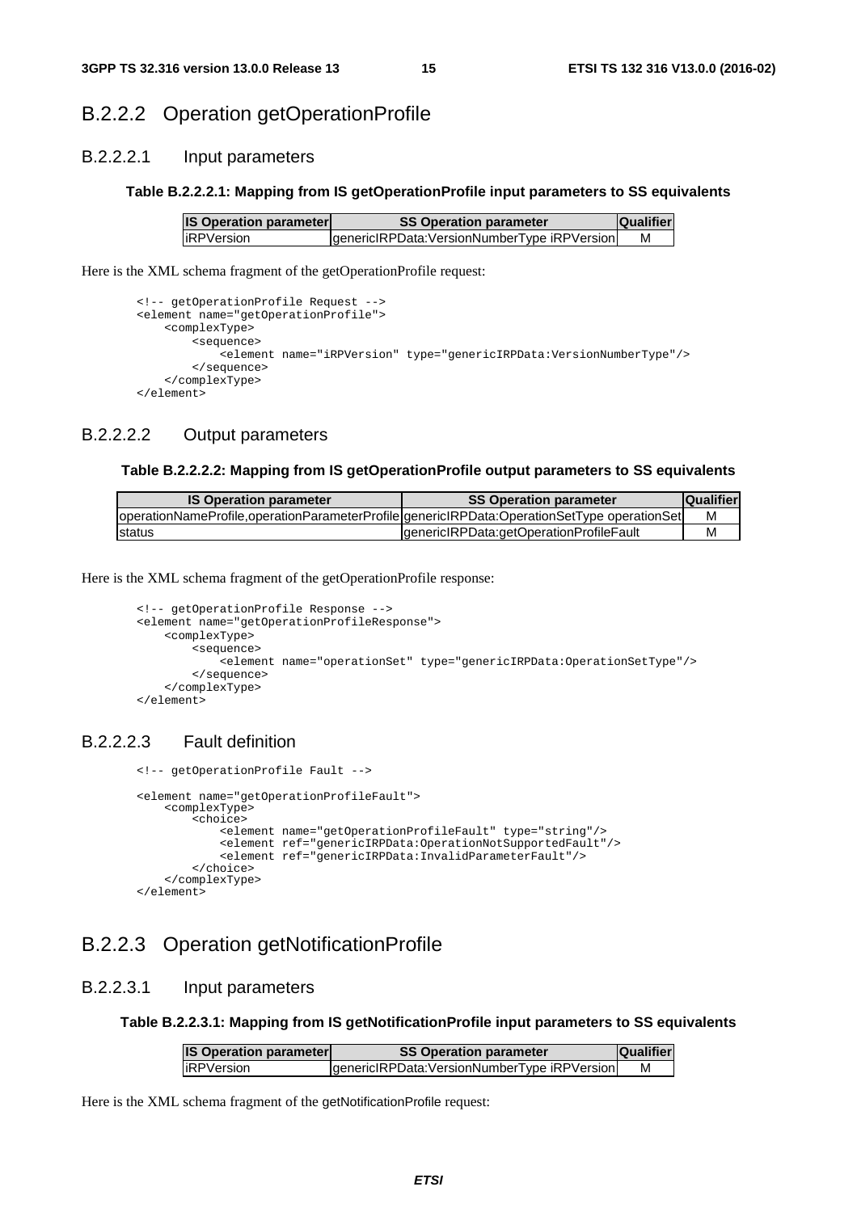## B.2.2.2 Operation getOperationProfile

### B.2.2.2.1 Input parameters

**Table B.2.2.2.1: Mapping from IS getOperationProfile input parameters to SS equivalents**

| IS Operation parameter | SS Operation parameter | Qualifier |
|---|---|---|
| iRPVersion | genericIRPData:VersionNumberType iRPVersion | M |

Here is the XML schema fragment of the getOperationProfile request:

```
<!-- getOperationProfile Request -->
<element name="getOperationProfile">
    <complexType>
        <sequence>
            <element name="iRPVersion" type="genericIRPData:VersionNumberType"/>
        </sequence>
    </complexType>
</element>
```

### B.2.2.2.2 Output parameters

**Table B.2.2.2.2: Mapping from IS getOperationProfile output parameters to SS equivalents**

| IS Operation parameter | SS Operation parameter | Qualifier |
|---|---|---|
| operationNameProfile,operationParameterProfile | genericIRPData:OperationSetType operationSet | M |
| status | genericIRPData:getOperationProfileFault | M |

Here is the XML schema fragment of the getOperationProfile response:

```
<!-- getOperationProfile Response -->
<element name="getOperationProfileResponse">
    <complexType>
        <sequence>
            <element name="operationSet" type="genericIRPData:OperationSetType"/>
        </sequence>
    </complexType>
</element>
```

### B.2.2.2.3 Fault definition

```
<!-- getOperationProfile Fault -->

<element name="getOperationProfileFault">
    <complexType>
        <choice>
            <element name="getOperationProfileFault" type="string"/>
            <element ref="genericIRPData:OperationNotSupportedFault"/>
            <element ref="genericIRPData:InvalidParameterFault"/>
        </choice>
    </complexType>
</element>
```

## B.2.2.3 Operation getNotificationProfile

### B.2.2.3.1 Input parameters

**Table B.2.2.3.1: Mapping from IS getNotificationProfile input parameters to SS equivalents**

| IS Operation parameter | SS Operation parameter | Qualifier |
|---|---|---|
| iRPVersion | genericIRPData:VersionNumberType iRPVersion | M |

Here is the XML schema fragment of the getNotificationProfile request: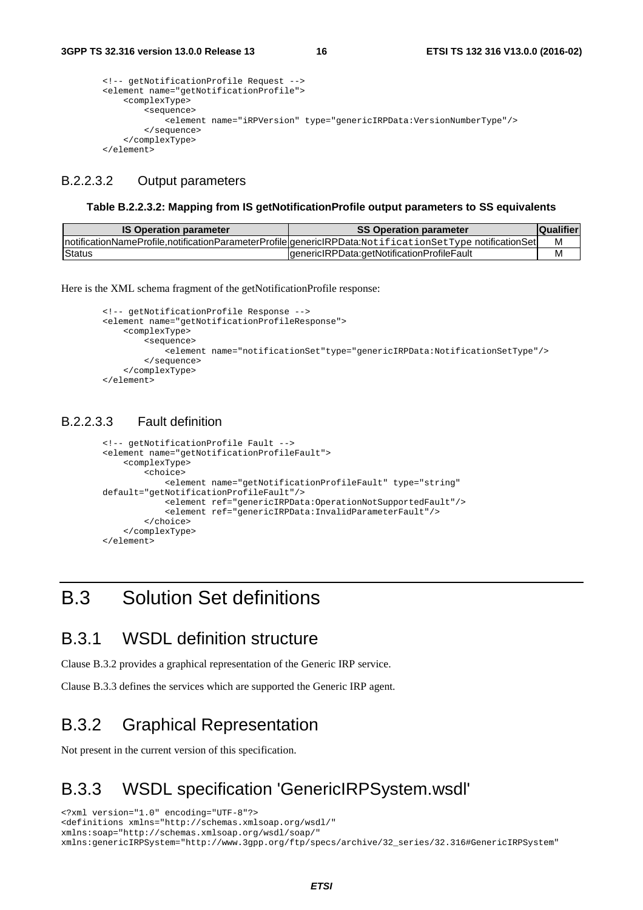```
<!-- getNotificationProfile Request -->
<element name="getNotificationProfile">
    <complexType>
        <sequence>
            <element name="iRPVersion" type="genericIRPData:VersionNumberType"/>
        </sequence>
    </complexType>
</element>
```

#### B.2.2.3.2 Output parameters

**Table B.2.2.3.2: Mapping from IS getNotificationProfile output parameters to SS equivalents**

| IS Operation parameter | SS Operation parameter | Qualifier |
|---|---|---|
| notificationNameProfile,notificationParameterProfile | genericIRPData:NotificationSetType notificationSet | M |
| Status | genericIRPData:getNotificationProfileFault | M |

Here is the XML schema fragment of the getNotificationProfile response:

```
<!-- getNotificationProfile Response -->
<element name="getNotificationProfileResponse">
    <complexType>
        <sequence>
            <element name="notificationSet"type="genericIRPData:NotificationSetType"/>
        </sequence>
    </complexType>
</element>
```

#### B.2.2.3.3 Fault definition

```
<!-- getNotificationProfile Fault -->
<element name="getNotificationProfileFault">
    <complexType>
        <choice>
            <element name="getNotificationProfileFault" type="string"
default="getNotificationProfileFault"/>
            <element ref="genericIRPData:OperationNotSupportedFault"/>
            <element ref="genericIRPData:InvalidParameterFault"/>
        </choice>
    </complexType>
</element>
```

# B.3 Solution Set definitions

## B.3.1 WSDL definition structure

Clause B.3.2 provides a graphical representation of the Generic IRP service.

Clause B.3.3 defines the services which are supported the Generic IRP agent.

## B.3.2 Graphical Representation

Not present in the current version of this specification.

## B.3.3 WSDL specification 'GenericIRPSystem.wsdl'

```
<?xml version="1.0" encoding="UTF-8"?>
<definitions xmlns="http://schemas.xmlsoap.org/wsdl/"
xmlns:soap="http://schemas.xmlsoap.org/wsdl/soap/"
xmlns:genericIRPSystem="http://www.3gpp.org/ftp/specs/archive/32_series/32.316#GenericIRPSystem"
```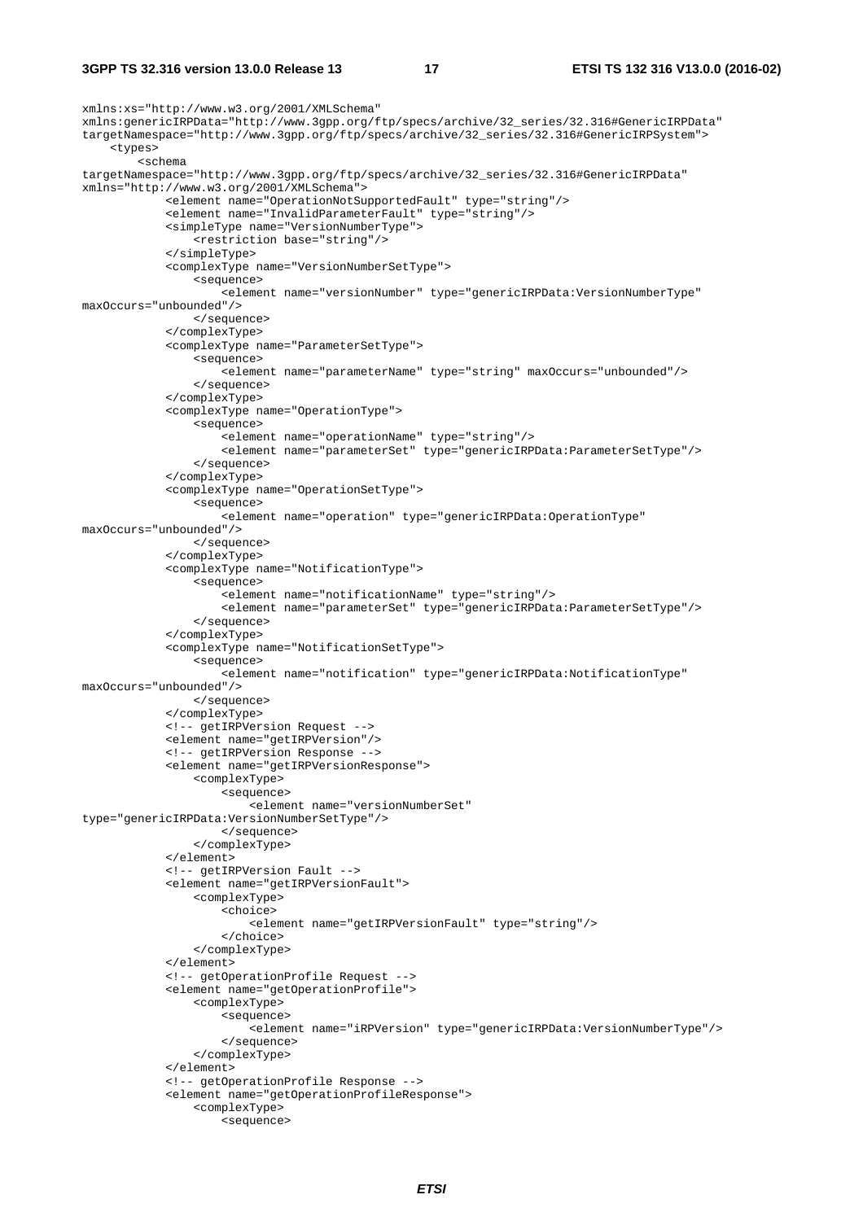```
xmlns:xs="http://www.w3.org/2001/XMLSchema"
xmlns:genericIRPData="http://www.3gpp.org/ftp/specs/archive/32_series/32.316#GenericIRPData"
targetNamespace="http://www.3gpp.org/ftp/specs/archive/32_series/32.316#GenericIRPSystem">
    <types>
        <schema
targetNamespace="http://www.3gpp.org/ftp/specs/archive/32_series/32.316#GenericIRPData"
xmlns="http://www.w3.org/2001/XMLSchema">
            <element name="OperationNotSupportedFault" type="string"/>
            <element name="InvalidParameterFault" type="string"/>
            <simpleType name="VersionNumberType">
                <restriction base="string"/>
            </simpleType>
            <complexType name="VersionNumberSetType">
                <sequence>
                    <element name="versionNumber" type="genericIRPData:VersionNumberType"
maxOccurs="unbounded"/>
                </sequence>
            </complexType>
            <complexType name="ParameterSetType">
                <sequence>
                    <element name="parameterName" type="string" maxOccurs="unbounded"/>
                </sequence>
            </complexType>
            <complexType name="OperationType">
                <sequence>
                    <element name="operationName" type="string"/>
                    <element name="parameterSet" type="genericIRPData:ParameterSetType"/>
                </sequence>
            </complexType>
            <complexType name="OperationSetType">
                <sequence>
                    <element name="operation" type="genericIRPData:OperationType"
maxOccurs="unbounded"/>
                </sequence>
            </complexType>
            <complexType name="NotificationType">
                <sequence>
                    <element name="notificationName" type="string"/>
                    <element name="parameterSet" type="genericIRPData:ParameterSetType"/>
                </sequence>
            </complexType>
            <complexType name="NotificationSetType">
                <sequence>
                    <element name="notification" type="genericIRPData:NotificationType"
maxOccurs="unbounded"/>
                </sequence>
            </complexType>
            <!-- getIRPVersion Request -->
            <element name="getIRPVersion"/>
            <!-- getIRPVersion Response -->
            <element name="getIRPVersionResponse">
                <complexType>
                    <sequence>
                        <element name="versionNumberSet"
type="genericIRPData:VersionNumberSetType"/>
                    </sequence>
                </complexType>
            </element>
            <!-- getIRPVersion Fault -->
            <element name="getIRPVersionFault">
                <complexType>
                    <choice>
                        <element name="getIRPVersionFault" type="string"/>
                    </choice>
                </complexType>
            </element>
            <!-- getOperationProfile Request -->
            <element name="getOperationProfile">
                <complexType>
                    <sequence>
                        <element name="iRPVersion" type="genericIRPData:VersionNumberType"/>
                    </sequence>
                </complexType>
            </element>
            <!-- getOperationProfile Response -->
            <element name="getOperationProfileResponse">
                <complexType>
                    <sequence>
```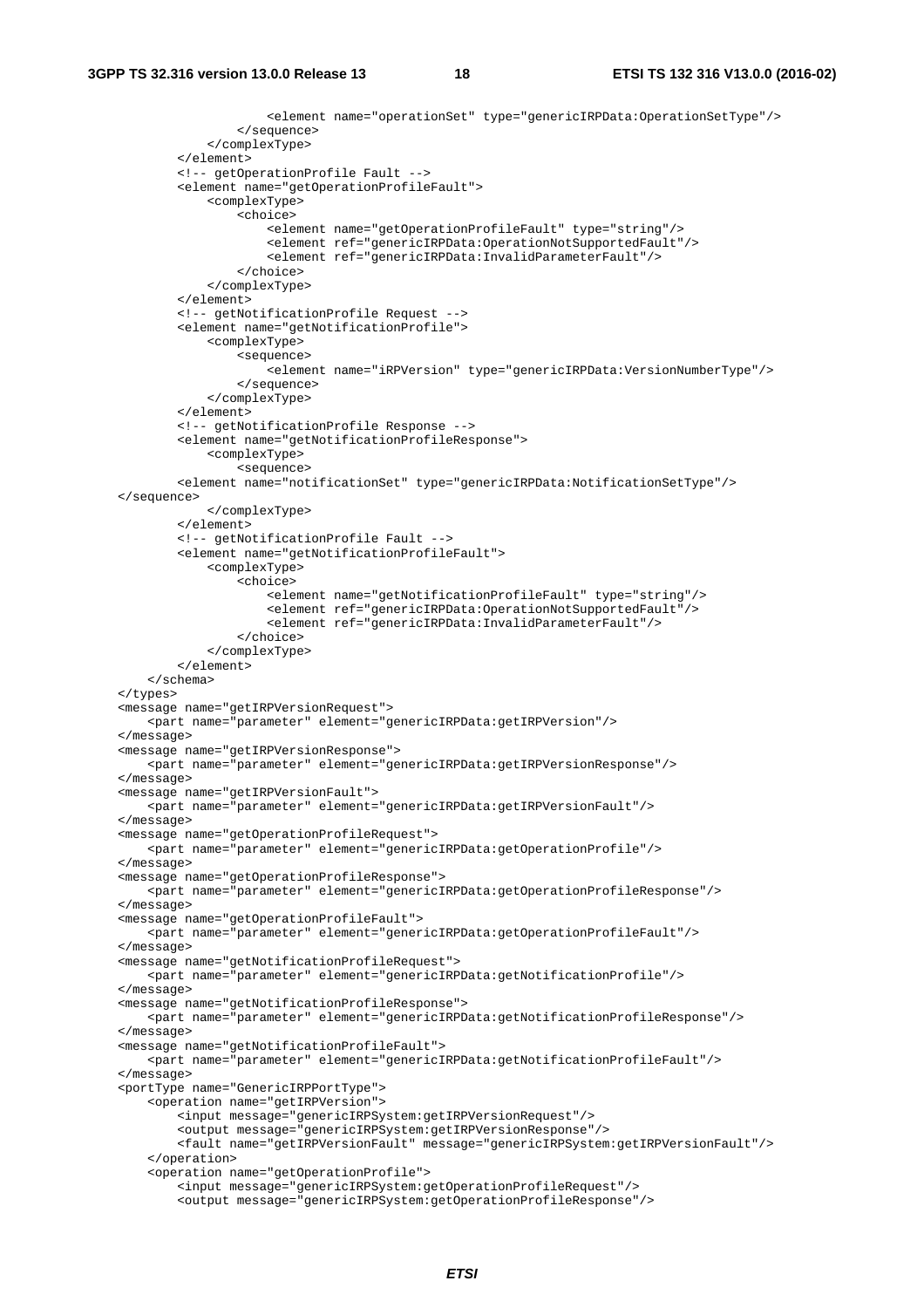```
                    <element name="operationSet" type="genericIRPData:OperationSetType"/>
                </sequence>
            </complexType>
        </element>
        <!-- getOperationProfile Fault -->
        <element name="getOperationProfileFault">
            <complexType>
                <choice>
                    <element name="getOperationProfileFault" type="string"/>
                    <element ref="genericIRPData:OperationNotSupportedFault"/>
                    <element ref="genericIRPData:InvalidParameterFault"/>
                </choice>
            </complexType>
        </element>
        <!-- getNotificationProfile Request -->
        <element name="getNotificationProfile">
            <complexType>
                <sequence>
                    <element name="iRPVersion" type="genericIRPData:VersionNumberType"/>
                </sequence>
            </complexType>
        </element>
        <!-- getNotificationProfile Response -->
        <element name="getNotificationProfileResponse">
            <complexType>
                <sequence>
        <element name="notificationSet" type="genericIRPData:NotificationSetType"/>
</sequence>
            </complexType>
        </element>
        <!-- getNotificationProfile Fault -->
        <element name="getNotificationProfileFault">
            <complexType>
                <choice>
                    <element name="getNotificationProfileFault" type="string"/>
                    <element ref="genericIRPData:OperationNotSupportedFault"/>
                    <element ref="genericIRPData:InvalidParameterFault"/>
                </choice>
            </complexType>
        </element>
    </schema>
</types>
<message name="getIRPVersionRequest">
    <part name="parameter" element="genericIRPData:getIRPVersion"/>
</message>
<message name="getIRPVersionResponse">
    <part name="parameter" element="genericIRPData:getIRPVersionResponse"/>
</message>
<message name="getIRPVersionFault">
    <part name="parameter" element="genericIRPData:getIRPVersionFault"/>
</message>
<message name="getOperationProfileRequest">
    <part name="parameter" element="genericIRPData:getOperationProfile"/>
</message>
<message name="getOperationProfileResponse">
    <part name="parameter" element="genericIRPData:getOperationProfileResponse"/>
</message>
<message name="getOperationProfileFault">
    <part name="parameter" element="genericIRPData:getOperationProfileFault"/>
</message>
<message name="getNotificationProfileRequest">
    <part name="parameter" element="genericIRPData:getNotificationProfile"/>
</message>
<message name="getNotificationProfileResponse">
    <part name="parameter" element="genericIRPData:getNotificationProfileResponse"/>
</message>
<message name="getNotificationProfileFault">
    <part name="parameter" element="genericIRPData:getNotificationProfileFault"/>
</message>
<portType name="GenericIRPPortType">
    <operation name="getIRPVersion">
        <input message="genericIRPSystem:getIRPVersionRequest"/>
        <output message="genericIRPSystem:getIRPVersionResponse"/>
        <fault name="getIRPVersionFault" message="genericIRPSystem:getIRPVersionFault"/>
    </operation>
    <operation name="getOperationProfile">
        <input message="genericIRPSystem:getOperationProfileRequest"/>
        <output message="genericIRPSystem:getOperationProfileResponse"/>
```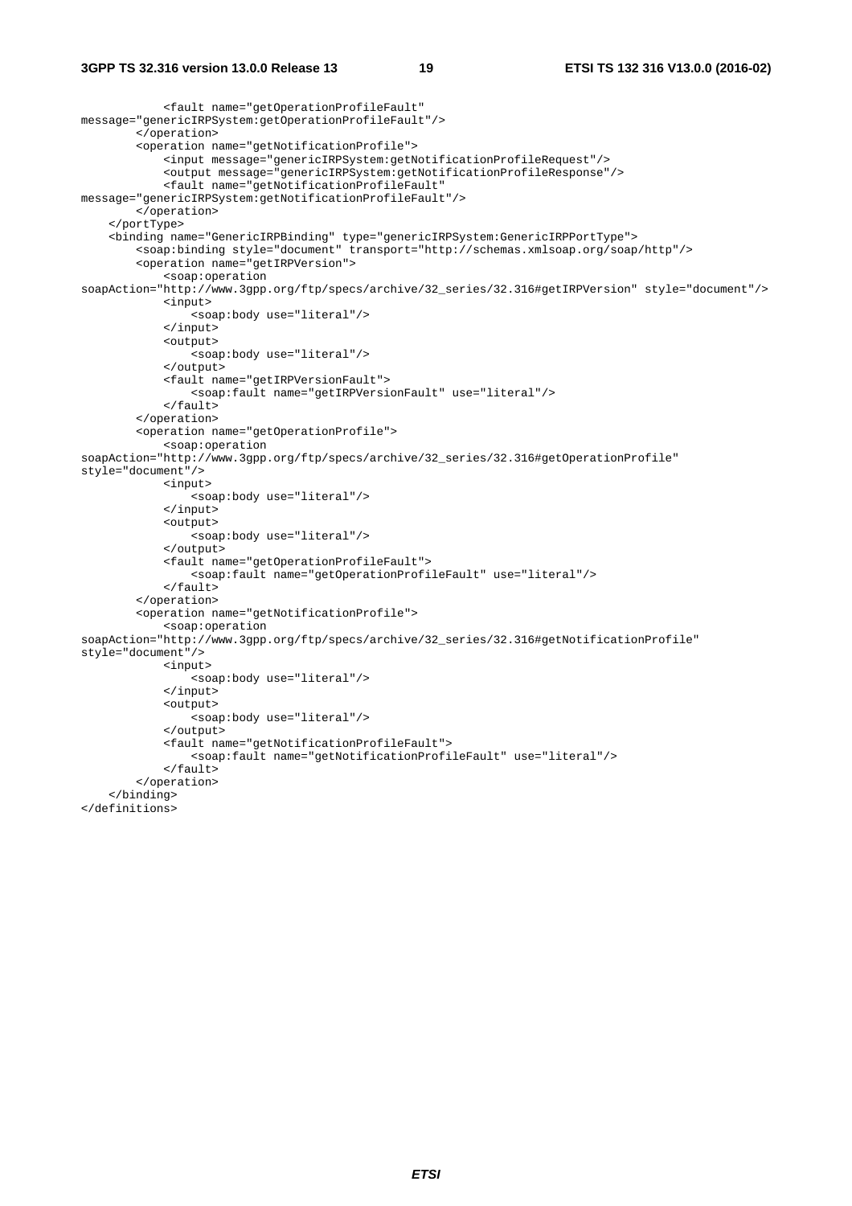```
            <fault name="getOperationProfileFault"
message="genericIRPSystem:getOperationProfileFault"/>
        </operation>
        <operation name="getNotificationProfile">
            <input message="genericIRPSystem:getNotificationProfileRequest"/>
            <output message="genericIRPSystem:getNotificationProfileResponse"/>
            <fault name="getNotificationProfileFault"
message="genericIRPSystem:getNotificationProfileFault"/>
        </operation>
    </portType>
    <binding name="GenericIRPBinding" type="genericIRPSystem:GenericIRPPortType">
        <soap:binding style="document" transport="http://schemas.xmlsoap.org/soap/http"/>
        <operation name="getIRPVersion">
            <soap:operation
soapAction="http://www.3gpp.org/ftp/specs/archive/32_series/32.316#getIRPVersion" style="document"/>
            <input>
                <soap:body use="literal"/>
            </input>
            <output>
                <soap:body use="literal"/>
            </output>
            <fault name="getIRPVersionFault">
                <soap:fault name="getIRPVersionFault" use="literal"/>
            </fault>
        </operation>
        <operation name="getOperationProfile">
            <soap:operation
soapAction="http://www.3gpp.org/ftp/specs/archive/32_series/32.316#getOperationProfile"
style="document"/>
            <input>
                <soap:body use="literal"/>
            </input>
            <output>
                <soap:body use="literal"/>
            </output>
            <fault name="getOperationProfileFault">
                <soap:fault name="getOperationProfileFault" use="literal"/>
            </fault>
        </operation>
        <operation name="getNotificationProfile">
            <soap:operation
soapAction="http://www.3gpp.org/ftp/specs/archive/32_series/32.316#getNotificationProfile"
style="document"/>
            <input>
                <soap:body use="literal"/>
            </input>
            <output>
                <soap:body use="literal"/>
            </output>
            <fault name="getNotificationProfileFault">
                <soap:fault name="getNotificationProfileFault" use="literal"/>
            </fault>
        </operation>
    </binding>
</definitions>
```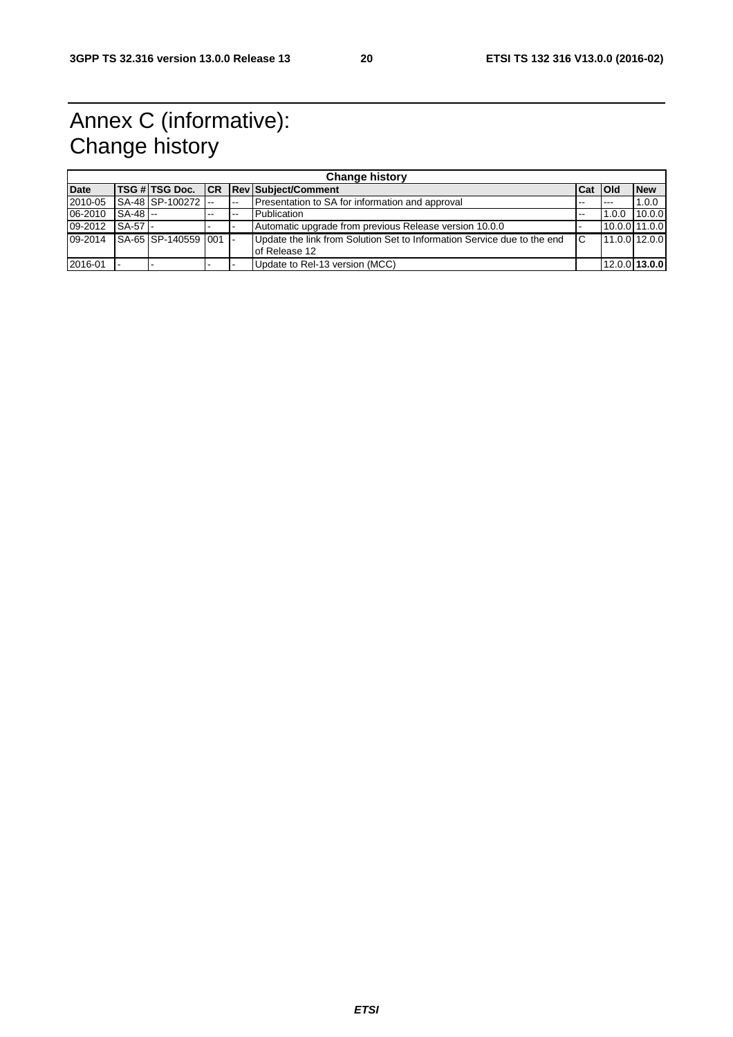# Annex C (informative): Change history

| Change history | | | | | | | | |
|---|---|---|---|---|---|---|---|---|
| **Date** | **TSG #** | **TSG Doc.** | **CR** | **Rev** | **Subject/Comment** | **Cat** | **Old** | **New** |
| 2010-05 | SA-48 | SP-100272 | -- | -- | Presentation to SA for information and approval | -- | --- | 1.0.0 |
| 06-2010 | SA-48 | -- | -- | -- | Publication | -- | 1.0.0 | 10.0.0 |
| 09-2012 | SA-57 | - | - | - | Automatic upgrade from previous Release version 10.0.0 | - | 10.0.0 | 11.0.0 |
| 09-2014 | SA-65 | SP-140559 | 001 | - | Update the link from Solution Set to Information Service due to the end of Release 12 | C | 11.0.0 | 12.0.0 |
| 2016-01 | - | - | - | - | Update to Rel-13 version (MCC) | | 12.0.0 | **13.0.0** |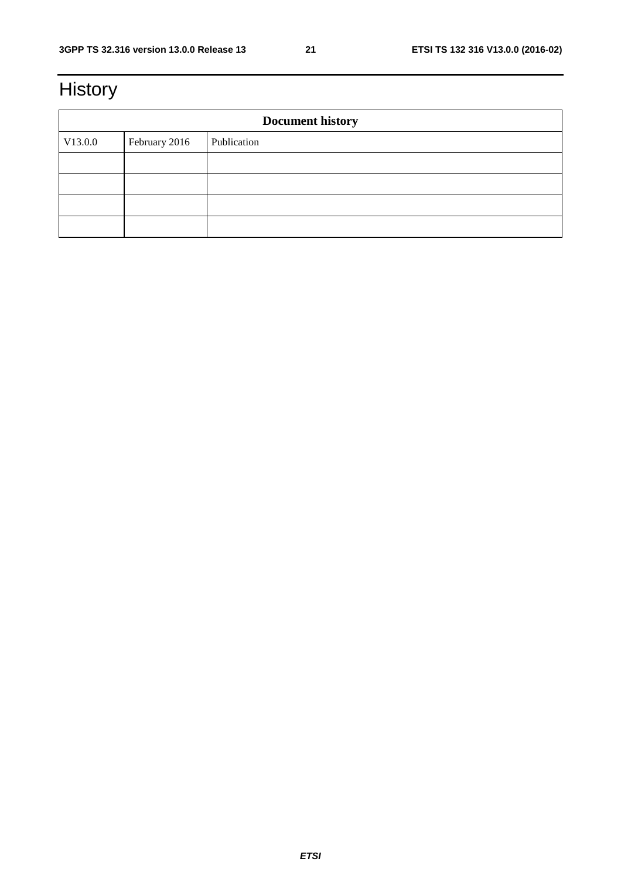# History

| Document history | | |
| --- | --- | --- |
| V13.0.0 | February 2016 | Publication |
| | | |
| | | |
| | | |
| | | |